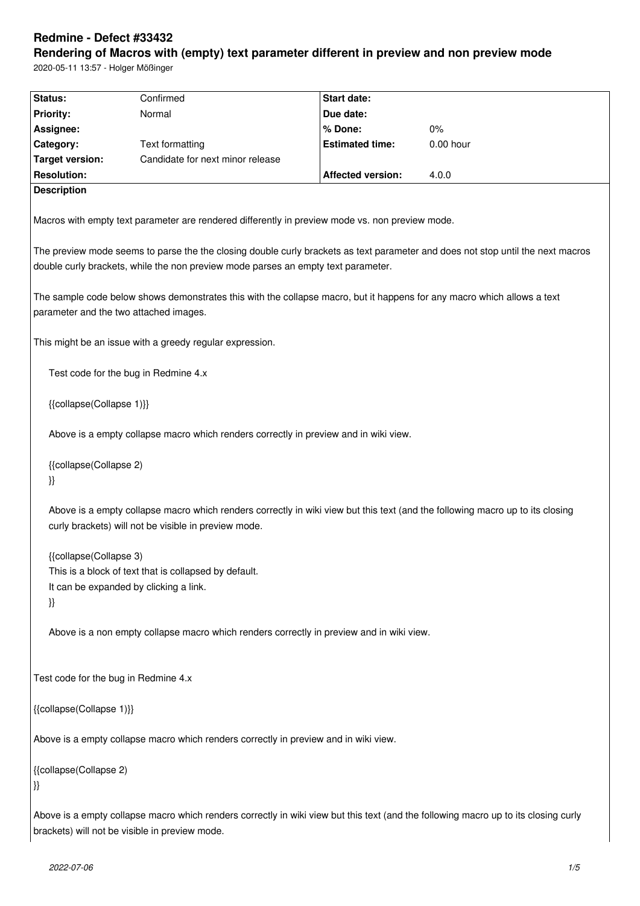# Redmine - Defect #33432

## Rendering of Macros with (empty) text parameter different in preview and non preview mode

2020-05-11 13:57 - Holger Mößinger

| Status: | Confirmed | Start date: | |
|---|---|---|---|
| Priority: | Normal | Due date: | |
| Assignee: | | % Done: | 0% |
| Category: | Text formatting | Estimated time: | 0.00 hour |
| Target version: | Candidate for next minor release | | |
| Resolution: | | Affected version: | 4.0.0 |

**Description**

Macros with empty text parameter are rendered differently in preview mode vs. non preview mode.

The preview mode seems to parse the the closing double curly brackets as text parameter and does not stop until the next macros double curly brackets, while the non preview mode parses an empty text parameter.

The sample code below shows demonstrates this with the collapse macro, but it happens for any macro which allows a text parameter and the two attached images.

This might be an issue with a greedy regular expression.

```
Test code for the bug in Redmine 4.x

{{collapse(Collapse 1)}}

Above is a empty collapse macro which renders correctly in preview and in wiki view.

{{collapse(Collapse 2)
}}

Above is a empty collapse macro which renders correctly in wiki view but this text (and the following macro up to its closing curly brackets) will not be visible in preview mode.

{{collapse(Collapse 3)
This is a block of text that is collapsed by default.
It can be expanded by clicking a link.
}}

Above is a non empty collapse macro which renders correctly in preview and in wiki view.
```

Test code for the bug in Redmine 4.x

{{collapse(Collapse 1)}}

Above is a empty collapse macro which renders correctly in preview and in wiki view.

{{collapse(Collapse 2)
}}

Above is a empty collapse macro which renders correctly in wiki view but this text (and the following macro up to its closing curly brackets) will not be visible in preview mode.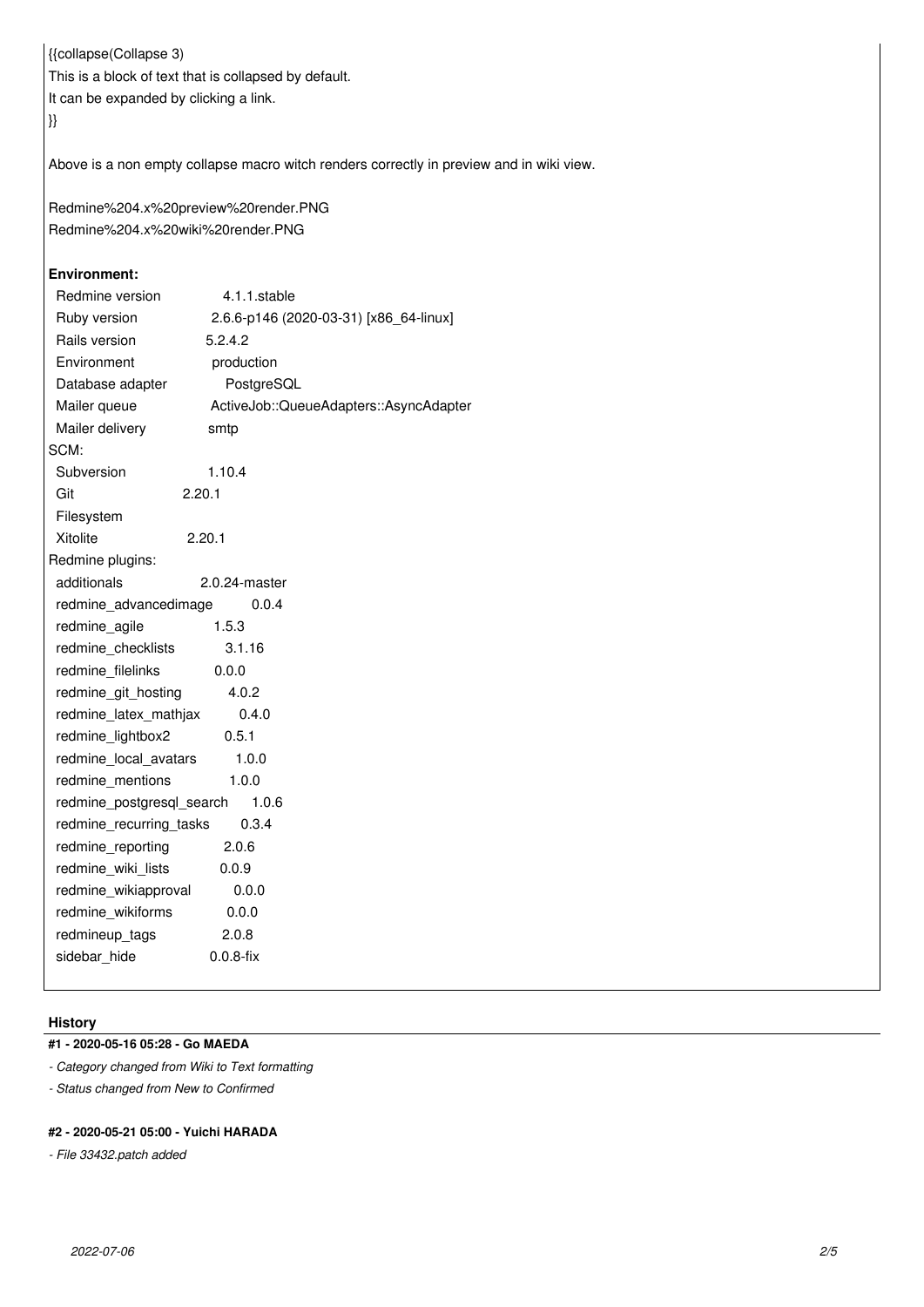{{collapse(Collapse 3)
This is a block of text that is collapsed by default.
It can be expanded by clicking a link.
}}

Above is a non empty collapse macro witch renders correctly in preview and in wiki view.

Redmine%204.x%20preview%20render.PNG
Redmine%204.x%20wiki%20render.PNG

**Environment:**

| | |
|---|---|
| Redmine version | 4.1.1.stable |
| Ruby version | 2.6.6-p146 (2020-03-31) [x86_64-linux] |
| Rails version | 5.2.4.2 |
| Environment | production |
| Database adapter | PostgreSQL |
| Mailer queue | ActiveJob::QueueAdapters::AsyncAdapter |
| Mailer delivery | smtp |

SCM:

| | |
|---|---|
| Subversion | 1.10.4 |
| Git | 2.20.1 |
| Filesystem | |
| Xitolite | 2.20.1 |

Redmine plugins:

| | |
|---|---|
| additionals | 2.0.24-master |
| redmine_advancedimage | 0.0.4 |
| redmine_agile | 1.5.3 |
| redmine_checklists | 3.1.16 |
| redmine_filelinks | 0.0.0 |
| redmine_git_hosting | 4.0.2 |
| redmine_latex_mathjax | 0.4.0 |
| redmine_lightbox2 | 0.5.1 |
| redmine_local_avatars | 1.0.0 |
| redmine_mentions | 1.0.0 |
| redmine_postgresql_search | 1.0.6 |
| redmine_recurring_tasks | 0.3.4 |
| redmine_reporting | 2.0.6 |
| redmine_wiki_lists | 0.0.9 |
| redmine_wikiapproval | 0.0.0 |
| redmine_wikiforms | 0.0.0 |
| redmineup_tags | 2.0.8 |
| sidebar_hide | 0.0.8-fix |

## History

#### #1 - 2020-05-16 05:28 - Go MAEDA

*- Category changed from Wiki to Text formatting*

*- Status changed from New to Confirmed*

#### #2 - 2020-05-21 05:00 - Yuichi HARADA

*- File 33432.patch added*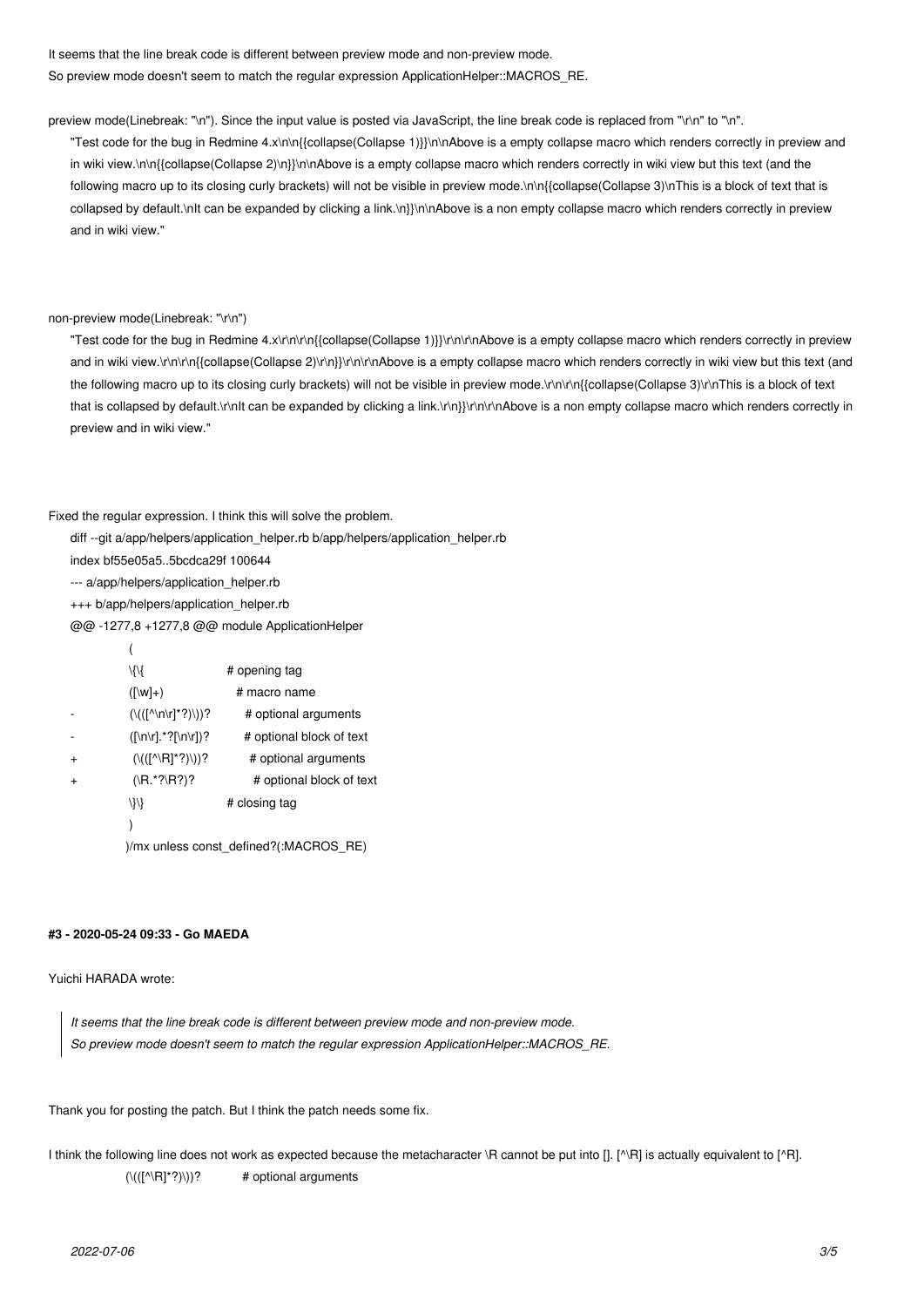It seems that the line break code is different between preview mode and non-preview mode.
So preview mode doesn't seem to match the regular expression ApplicationHelper::MACROS_RE.

preview mode(Linebreak: "\n"). Since the input value is posted via JavaScript, the line break code is replaced from "\r\n" to "\n".

```
"Test code for the bug in Redmine 4.x\n\n{{collapse(Collapse 1)}}\n\nAbove is a empty collapse macro which renders correctly in preview and in wiki view.\n\n{{collapse(Collapse 2)\n}}\n\nAbove is a empty collapse macro which renders correctly in wiki view but this text (and the following macro up to its closing curly brackets) will not be visible in preview mode.\n\n{{collapse(Collapse 3)\nThis is a block of text that is collapsed by default.\nIt can be expanded by clicking a link.\n}}\n\nAbove is a non empty collapse macro which renders correctly in preview and in wiki view."
```

non-preview mode(Linebreak: "\r\n")

```
"Test code for the bug in Redmine 4.x\r\n\r\n{{collapse(Collapse 1)}}\r\n\r\nAbove is a empty collapse macro which renders correctly in preview and in wiki view.\r\n\r\n{{collapse(Collapse 2)\r\n}}\r\n\r\nAbove is a empty collapse macro which renders correctly in wiki view but this text (and the following macro up to its closing curly brackets) will not be visible in preview mode.\r\n\r\n{{collapse(Collapse 3)\r\nThis is a block of text that is collapsed by default.\r\nIt can be expanded by clicking a link.\r\n}}\r\n\r\nAbove is a non empty collapse macro which renders correctly in preview and in wiki view."
```

Fixed the regular expression. I think this will solve the problem.

```
diff --git a/app/helpers/application_helper.rb b/app/helpers/application_helper.rb
index bf55e05a5..5bcdca29f 100644
--- a/app/helpers/application_helper.rb
+++ b/app/helpers/application_helper.rb
@@ -1277,8 +1277,8 @@ module ApplicationHelper
             (
             \{\{                        # opening tag
             ([\w]+)                     # macro name
-            (\(([^\n\r]*?)\))?          # optional arguments
-            ([\n\r].*?[\n\r])?          # optional block of text
+            (\(([^\R]*?)\))?            # optional arguments
+            (\R.*?\R?)?                 # optional block of text
             \}\}                        # closing tag
             )
           )/mx unless const_defined?(:MACROS_RE)
```

#### #3 - 2020-05-24 09:33 - Go MAEDA

Yuichi HARADA wrote:

> *It seems that the line break code is different between preview mode and non-preview mode.*
> *So preview mode doesn't seem to match the regular expression ApplicationHelper::MACROS_RE.*

Thank you for posting the patch. But I think the patch needs some fix.

I think the following line does not work as expected because the metacharacter \R cannot be put into []. [^\R] is actually equivalent to [^R].

```
            (\(([^\R]*?)\))?            # optional arguments
```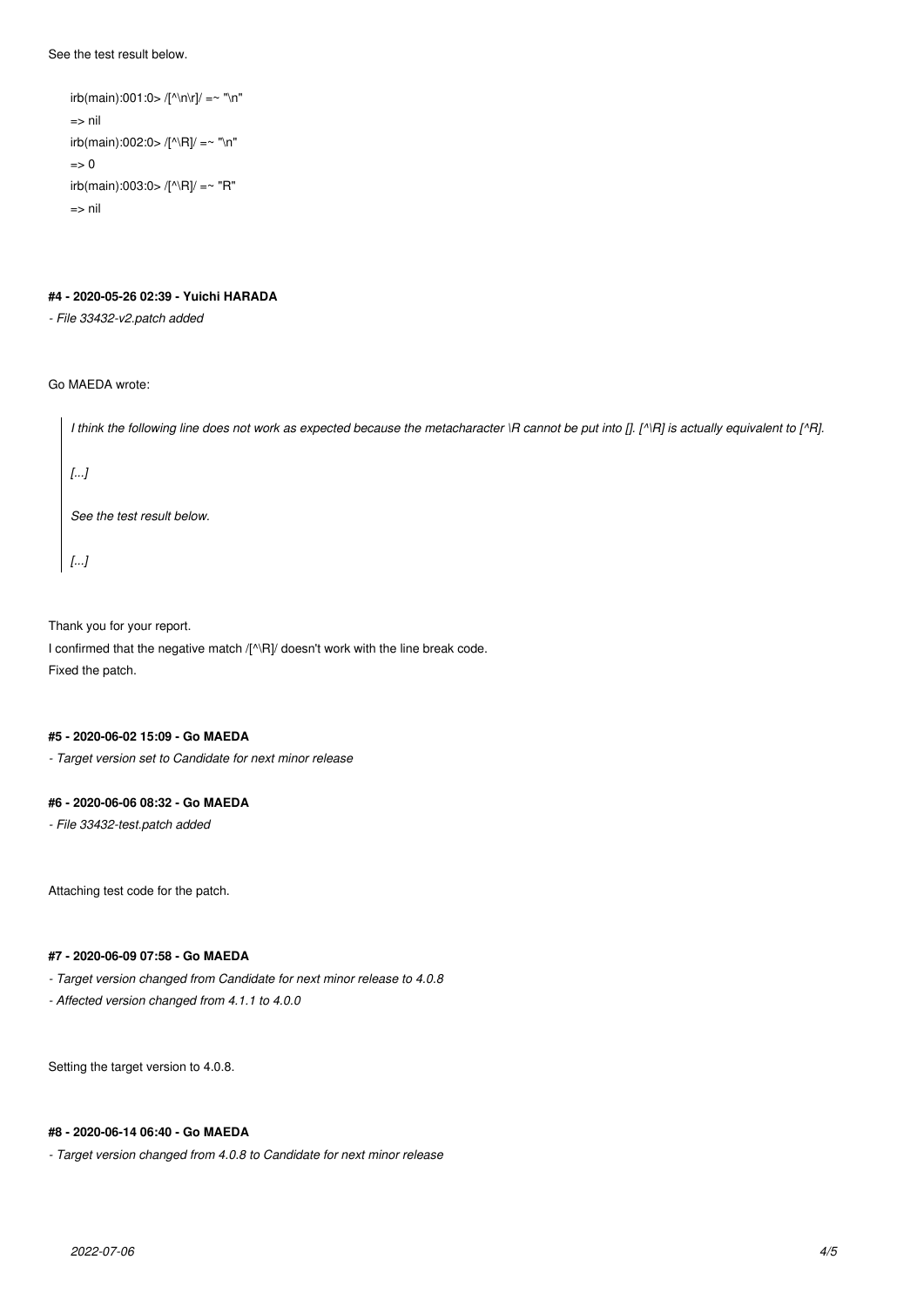See the test result below.

```
irb(main):001:0> /[^\n\r]/ =~ "\n"
=> nil
irb(main):002:0> /[^\R]/ =~ "\n"
=> 0
irb(main):003:0> /[^\R]/ =~ "R"
=> nil
```

#### #4 - 2020-05-26 02:39 - Yuichi HARADA

*- File 33432-v2.patch added*

Go MAEDA wrote:

> *I think the following line does not work as expected because the metacharacter \R cannot be put into []. [^\R] is actually equivalent to [^R].*
>
> *[...]*
>
> *See the test result below.*
>
> *[...]*

Thank you for your report.
I confirmed that the negative match /[^\R]/ doesn't work with the line break code.
Fixed the patch.

#### #5 - 2020-06-02 15:09 - Go MAEDA

*- Target version set to Candidate for next minor release*

#### #6 - 2020-06-06 08:32 - Go MAEDA

*- File 33432-test.patch added*

Attaching test code for the patch.

#### #7 - 2020-06-09 07:58 - Go MAEDA

*- Target version changed from Candidate for next minor release to 4.0.8*
*- Affected version changed from 4.1.1 to 4.0.0*

Setting the target version to 4.0.8.

#### #8 - 2020-06-14 06:40 - Go MAEDA

*- Target version changed from 4.0.8 to Candidate for next minor release*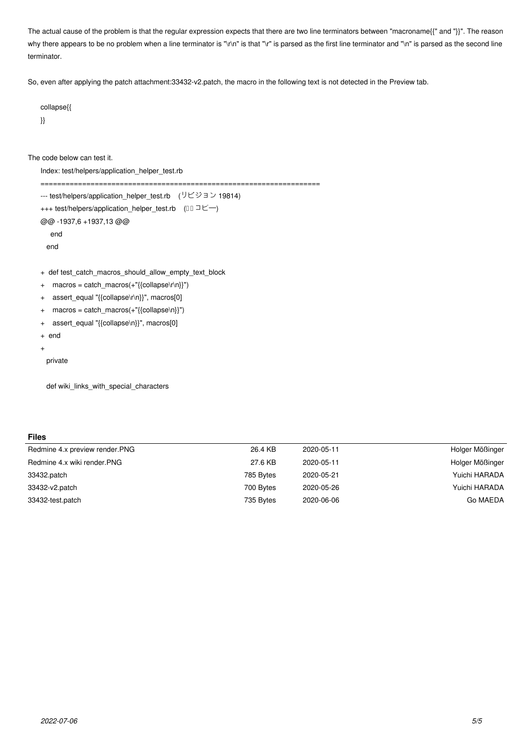The actual cause of the problem is that the regular expression expects that there are two line terminators between "macroname{{" and "}}". The reason why there appears to be no problem when a line terminator is "\r\n" is that "\r" is parsed as the first line terminator and "\n" is parsed as the second line terminator.

So, even after applying the patch attachment:33432-v2.patch, the macro in the following text is not detected in the Preview tab.

```
collapse{{
}}
```

The code below can test it.

```
Index: test/helpers/application_helper_test.rb
===================================================================
--- test/helpers/application_helper_test.rb    (リビジョン 19814)
+++ test/helpers/application_helper_test.rb    (作業コピー)
@@ -1937,6 +1937,13 @@
     end
   end

+  def test_catch_macros_should_allow_empty_text_block
+    macros = catch_macros(+"{{collapse\r\n}}")
+    assert_equal "{{collapse\r\n}}", macros[0]
+    macros = catch_macros(+"{{collapse\n}}")
+    assert_equal "{{collapse\n}}", macros[0]
+  end
+
   private

   def wiki_links_with_special_characters
```

### Files

| | | | |
|---|---|---|---|
| Redmine 4.x preview render.PNG | 26.4 KB | 2020-05-11 | Holger Mößinger |
| Redmine 4.x wiki render.PNG | 27.6 KB | 2020-05-11 | Holger Mößinger |
| 33432.patch | 785 Bytes | 2020-05-21 | Yuichi HARADA |
| 33432-v2.patch | 700 Bytes | 2020-05-26 | Yuichi HARADA |
| 33432-test.patch | 735 Bytes | 2020-06-06 | Go MAEDA |